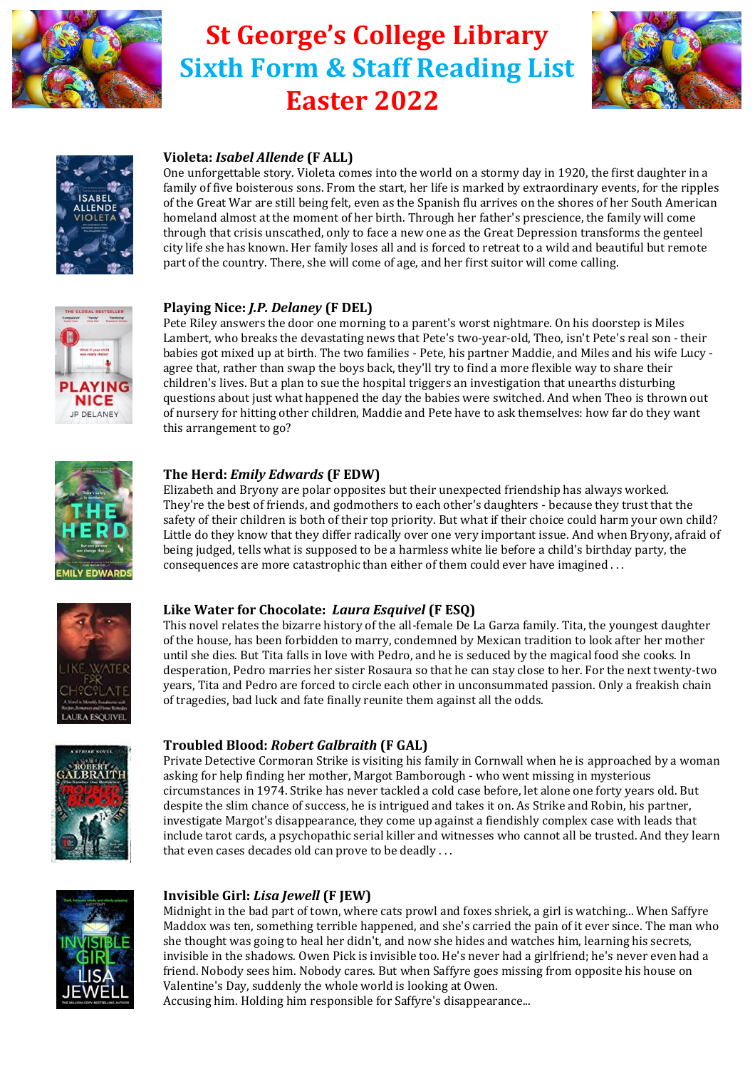# St George's College Library
# Sixth Form & Staff Reading List
# Easter 2022

**Violeta: *Isabel Allende* (F ALL)**
One unforgettable story. Violeta comes into the world on a stormy day in 1920, the first daughter in a family of five boisterous sons. From the start, her life is marked by extraordinary events, for the ripples of the Great War are still being felt, even as the Spanish flu arrives on the shores of her South American homeland almost at the moment of her birth. Through her father's prescience, the family will come through that crisis unscathed, only to face a new one as the Great Depression transforms the genteel city life she has known. Her family loses all and is forced to retreat to a wild and beautiful but remote part of the country. There, she will come of age, and her first suitor will come calling.

**Playing Nice: *J.P. Delaney* (F DEL)**
Pete Riley answers the door one morning to a parent's worst nightmare. On his doorstep is Miles Lambert, who breaks the devastating news that Pete's two-year-old, Theo, isn't Pete's real son - their babies got mixed up at birth. The two families - Pete, his partner Maddie, and Miles and his wife Lucy - agree that, rather than swap the boys back, they'll try to find a more flexible way to share their children's lives. But a plan to sue the hospital triggers an investigation that unearths disturbing questions about just what happened the day the babies were switched. And when Theo is thrown out of nursery for hitting other children, Maddie and Pete have to ask themselves: how far do they want this arrangement to go?

**The Herd: *Emily Edwards* (F EDW)**
Elizabeth and Bryony are polar opposites but their unexpected friendship has always worked. They're the best of friends, and godmothers to each other's daughters - because they trust that the safety of their children is both of their top priority. But what if their choice could harm your own child? Little do they know that they differ radically over one very important issue. And when Bryony, afraid of being judged, tells what is supposed to be a harmless white lie before a child's birthday party, the consequences are more catastrophic than either of them could ever have imagined . . .

**Like Water for Chocolate: *Laura Esquivel* (F ESQ)**
This novel relates the bizarre history of the all-female De La Garza family. Tita, the youngest daughter of the house, has been forbidden to marry, condemned by Mexican tradition to look after her mother until she dies. But Tita falls in love with Pedro, and he is seduced by the magical food she cooks. In desperation, Pedro marries her sister Rosaura so that he can stay close to her. For the next twenty-two years, Tita and Pedro are forced to circle each other in unconsummated passion. Only a freakish chain of tragedies, bad luck and fate finally reunite them against all the odds.

**Troubled Blood: *Robert Galbraith* (F GAL)**
Private Detective Cormoran Strike is visiting his family in Cornwall when he is approached by a woman asking for help finding her mother, Margot Bamborough - who went missing in mysterious circumstances in 1974. Strike has never tackled a cold case before, let alone one forty years old. But despite the slim chance of success, he is intrigued and takes it on. As Strike and Robin, his partner, investigate Margot's disappearance, they come up against a fiendishly complex case with leads that include tarot cards, a psychopathic serial killer and witnesses who cannot all be trusted. And they learn that even cases decades old can prove to be deadly . . .

**Invisible Girl: *Lisa Jewell* (F JEW)**
Midnight in the bad part of town, where cats prowl and foxes shriek, a girl is watching... When Saffyre Maddox was ten, something terrible happened, and she's carried the pain of it ever since. The man who she thought was going to heal her didn't, and now she hides and watches him, learning his secrets, invisible in the shadows. Owen Pick is invisible too. He's never had a girlfriend; he's never even had a friend. Nobody sees him. Nobody cares. But when Saffyre goes missing from opposite his house on Valentine's Day, suddenly the whole world is looking at Owen.
Accusing him. Holding him responsible for Saffyre's disappearance...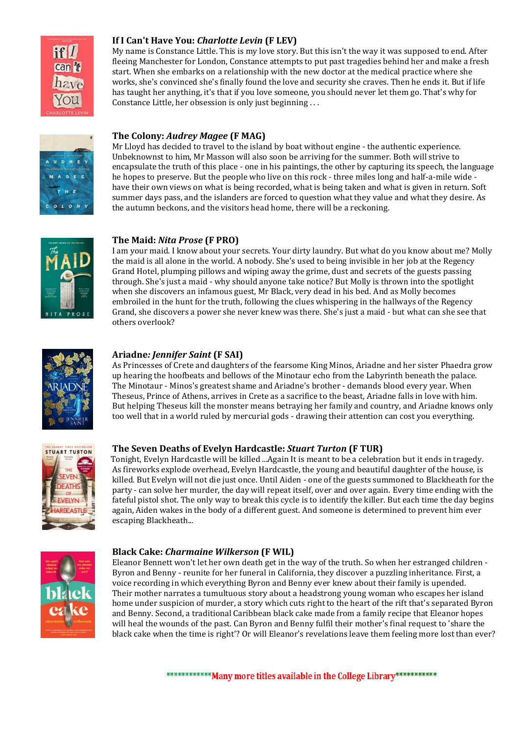### **If I Can't Have You:** ***Charlotte Levin*** **(F LEV)**

My name is Constance Little. This is my love story. But this isn't the way it was supposed to end. After fleeing Manchester for London, Constance attempts to put past tragedies behind her and make a fresh start. When she embarks on a relationship with the new doctor at the medical practice where she works, she's convinced she's finally found the love and security she craves. Then he ends it. But if life has taught her anything, it's that if you love someone, you should never let them go. That's why for Constance Little, her obsession is only just beginning . . .

### **The Colony:** ***Audrey Magee*** **(F MAG)**

Mr Lloyd has decided to travel to the island by boat without engine - the authentic experience. Unbeknownst to him, Mr Masson will also soon be arriving for the summer. Both will strive to encapsulate the truth of this place - one in his paintings, the other by capturing its speech, the language he hopes to preserve. But the people who live on this rock - three miles long and half-a-mile wide - have their own views on what is being recorded, what is being taken and what is given in return. Soft summer days pass, and the islanders are forced to question what they value and what they desire. As the autumn beckons, and the visitors head home, there will be a reckoning.

### **The Maid:** ***Nita Prose*** **(F PRO)**

I am your maid. I know about your secrets. Your dirty laundry. But what do you know about me? Molly the maid is all alone in the world. A nobody. She's used to being invisible in her job at the Regency Grand Hotel, plumping pillows and wiping away the grime, dust and secrets of the guests passing through. She's just a maid - why should anyone take notice? But Molly is thrown into the spotlight when she discovers an infamous guest, Mr Black, very dead in his bed. And as Molly becomes embroiled in the hunt for the truth, following the clues whispering in the hallways of the Regency Grand, she discovers a power she never knew was there. She's just a maid - but what can she see that others overlook?

### **Ariadne*: Jennifer Saint*** **(F SAI)**

As Princesses of Crete and daughters of the fearsome King Minos, Ariadne and her sister Phaedra grow up hearing the hoofbeats and bellows of the Minotaur echo from the Labyrinth beneath the palace. The Minotaur - Minos's greatest shame and Ariadne's brother - demands blood every year. When Theseus, Prince of Athens, arrives in Crete as a sacrifice to the beast, Ariadne falls in love with him. But helping Theseus kill the monster means betraying her family and country, and Ariadne knows only too well that in a world ruled by mercurial gods - drawing their attention can cost you everything.

### **The Seven Deaths of Evelyn Hardcastle:** ***Stuart Turton*** **(F TUR)**

Tonight, Evelyn Hardcastle will be killed ...Again It is meant to be a celebration but it ends in tragedy. As fireworks explode overhead, Evelyn Hardcastle, the young and beautiful daughter of the house, is killed. But Evelyn will not die just once. Until Aiden - one of the guests summoned to Blackheath for the party - can solve her murder, the day will repeat itself, over and over again. Every time ending with the fateful pistol shot. The only way to break this cycle is to identify the killer. But each time the day begins again, Aiden wakes in the body of a different guest. And someone is determined to prevent him ever escaping Blackheath...

### **Black Cake:** ***Charmaine Wilkerson*** **(F WIL)**

Eleanor Bennett won't let her own death get in the way of the truth. So when her estranged children - Byron and Benny - reunite for her funeral in California, they discover a puzzling inheritance. First, a voice recording in which everything Byron and Benny ever knew about their family is upended. Their mother narrates a tumultuous story about a headstrong young woman who escapes her island home under suspicion of murder, a story which cuts right to the heart of the rift that's separated Byron and Benny. Second, a traditional Caribbean black cake made from a family recipe that Eleanor hopes will heal the wounds of the past. Can Byron and Benny fulfil their mother's final request to 'share the black cake when the time is right'? Or will Eleanor's revelations leave them feeling more lost than ever?

************Many more titles available in the College Library***********